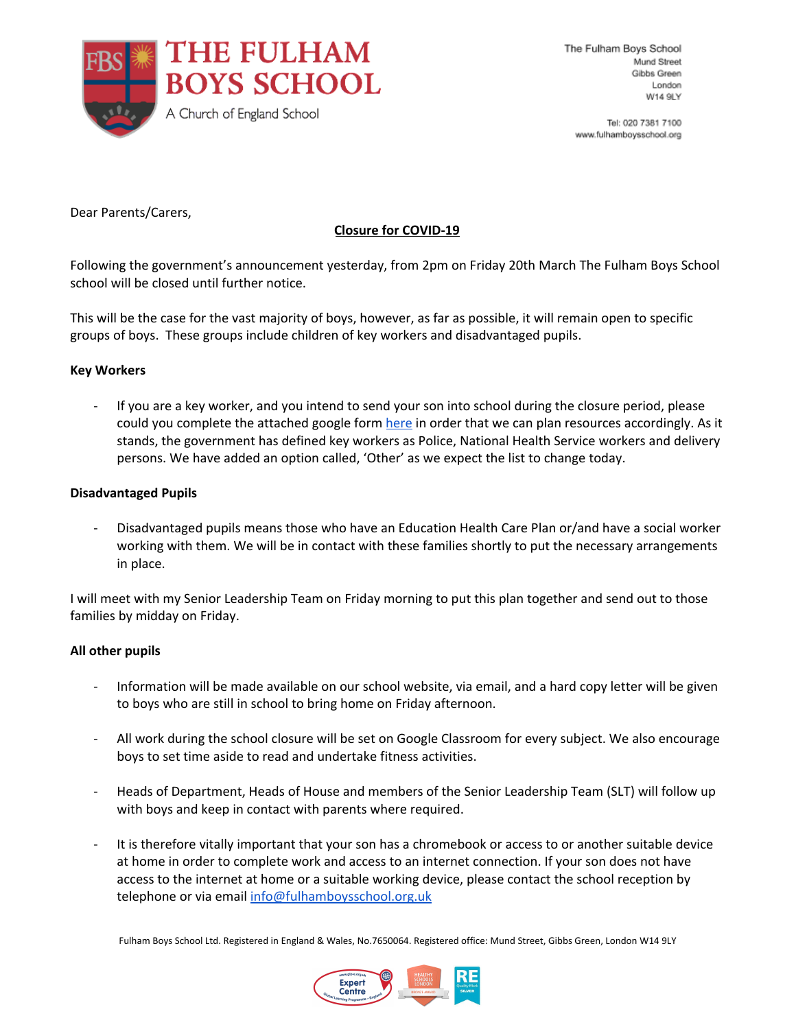# THE FULHAM BOYS SCHOOL

A Church of England School

The Fulham Boys School
Mund Street
Gibbs Green
London
W14 9LY

Tel: 020 7381 7100
www.fulhamboysschool.org

Dear Parents/Carers,

## Closure for COVID-19

Following the government's announcement yesterday, from 2pm on Friday 20th March The Fulham Boys School school will be closed until further notice.

This will be the case for the vast majority of boys, however, as far as possible, it will remain open to specific groups of boys. These groups include children of key workers and disadvantaged pupils.

**Key Workers**

- If you are a key worker, and you intend to send your son into school during the closure period, please could you complete the attached google form here in order that we can plan resources accordingly. As it stands, the government has defined key workers as Police, National Health Service workers and delivery persons. We have added an option called, 'Other' as we expect the list to change today.

**Disadvantaged Pupils**

- Disadvantaged pupils means those who have an Education Health Care Plan or/and have a social worker working with them. We will be in contact with these families shortly to put the necessary arrangements in place.

I will meet with my Senior Leadership Team on Friday morning to put this plan together and send out to those families by midday on Friday.

**All other pupils**

- Information will be made available on our school website, via email, and a hard copy letter will be given to boys who are still in school to bring home on Friday afternoon.

- All work during the school closure will be set on Google Classroom for every subject. We also encourage boys to set time aside to read and undertake fitness activities.

- Heads of Department, Heads of House and members of the Senior Leadership Team (SLT) will follow up with boys and keep in contact with parents where required.

- It is therefore vitally important that your son has a chromebook or access to or another suitable device at home in order to complete work and access to an internet connection. If your son does not have access to the internet at home or a suitable working device, please contact the school reception by telephone or via email info@fulhamboysschool.org.uk

Fulham Boys School Ltd. Registered in England & Wales, No.7650064. Registered office: Mund Street, Gibbs Green, London W14 9LY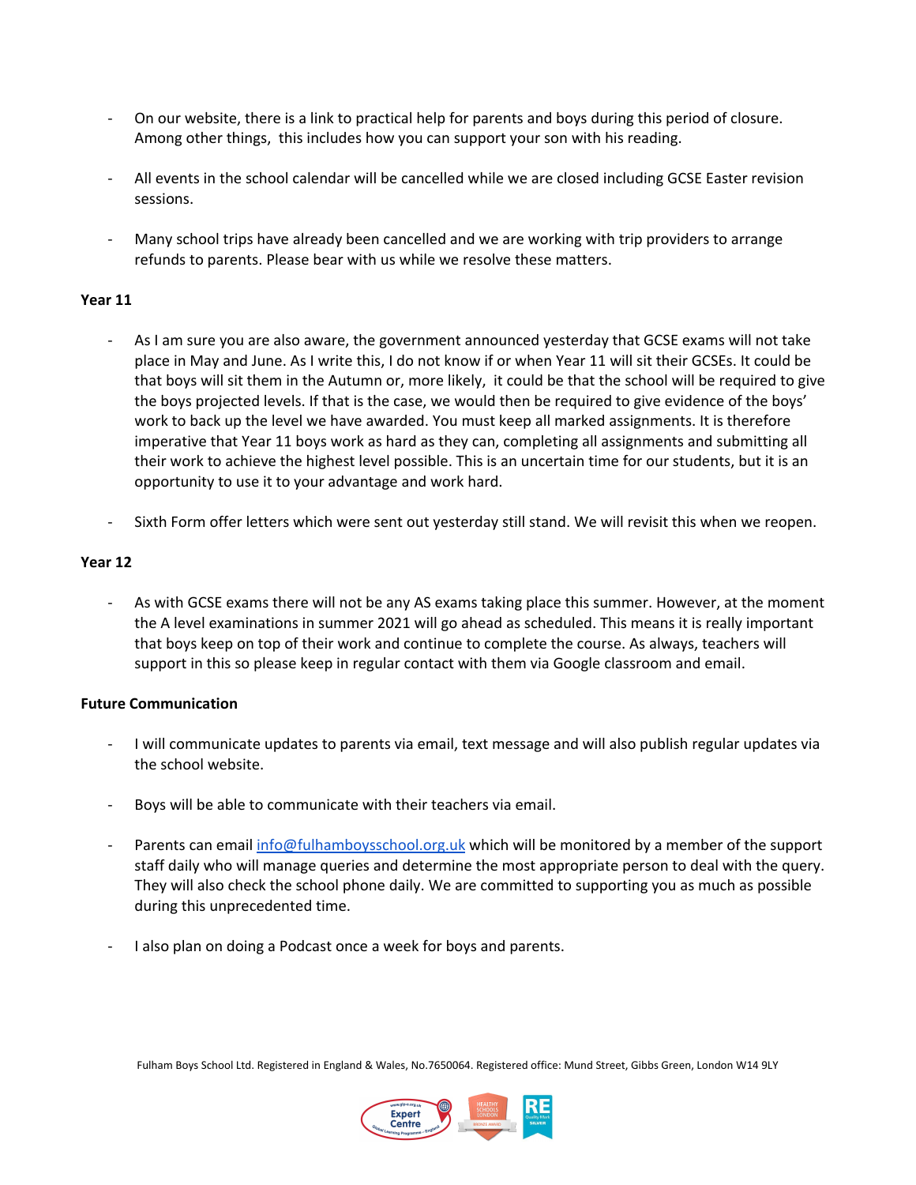- On our website, there is a link to practical help for parents and boys during this period of closure. Among other things, this includes how you can support your son with his reading.

- All events in the school calendar will be cancelled while we are closed including GCSE Easter revision sessions.

- Many school trips have already been cancelled and we are working with trip providers to arrange refunds to parents. Please bear with us while we resolve these matters.

**Year 11**

- As I am sure you are also aware, the government announced yesterday that GCSE exams will not take place in May and June. As I write this, I do not know if or when Year 11 will sit their GCSEs. It could be that boys will sit them in the Autumn or, more likely, it could be that the school will be required to give the boys projected levels. If that is the case, we would then be required to give evidence of the boys' work to back up the level we have awarded. You must keep all marked assignments. It is therefore imperative that Year 11 boys work as hard as they can, completing all assignments and submitting all their work to achieve the highest level possible. This is an uncertain time for our students, but it is an opportunity to use it to your advantage and work hard.

- Sixth Form offer letters which were sent out yesterday still stand. We will revisit this when we reopen.

**Year 12**

- As with GCSE exams there will not be any AS exams taking place this summer. However, at the moment the A level examinations in summer 2021 will go ahead as scheduled. This means it is really important that boys keep on top of their work and continue to complete the course. As always, teachers will support in this so please keep in regular contact with them via Google classroom and email.

**Future Communication**

- I will communicate updates to parents via email, text message and will also publish regular updates via the school website.

- Boys will be able to communicate with their teachers via email.

- Parents can email info@fulhamboysschool.org.uk which will be monitored by a member of the support staff daily who will manage queries and determine the most appropriate person to deal with the query. They will also check the school phone daily. We are committed to supporting you as much as possible during this unprecedented time.

- I also plan on doing a Podcast once a week for boys and parents.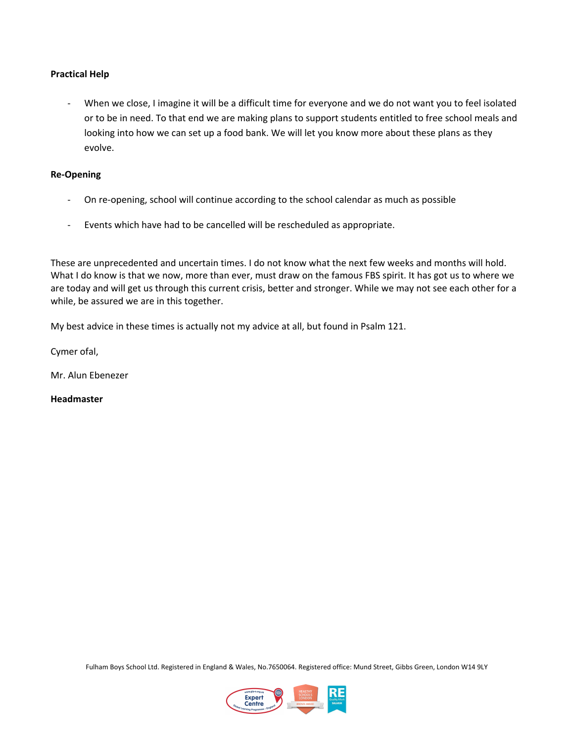**Practical Help**

- When we close, I imagine it will be a difficult time for everyone and we do not want you to feel isolated or to be in need. To that end we are making plans to support students entitled to free school meals and looking into how we can set up a food bank. We will let you know more about these plans as they evolve.

**Re-Opening**

- On re-opening, school will continue according to the school calendar as much as possible
- Events which have had to be cancelled will be rescheduled as appropriate.

These are unprecedented and uncertain times. I do not know what the next few weeks and months will hold. What I do know is that we now, more than ever, must draw on the famous FBS spirit. It has got us to where we are today and will get us through this current crisis, better and stronger. While we may not see each other for a while, be assured we are in this together.

My best advice in these times is actually not my advice at all, but found in Psalm 121.

Cymer ofal,

Mr. Alun Ebenezer

**Headmaster**